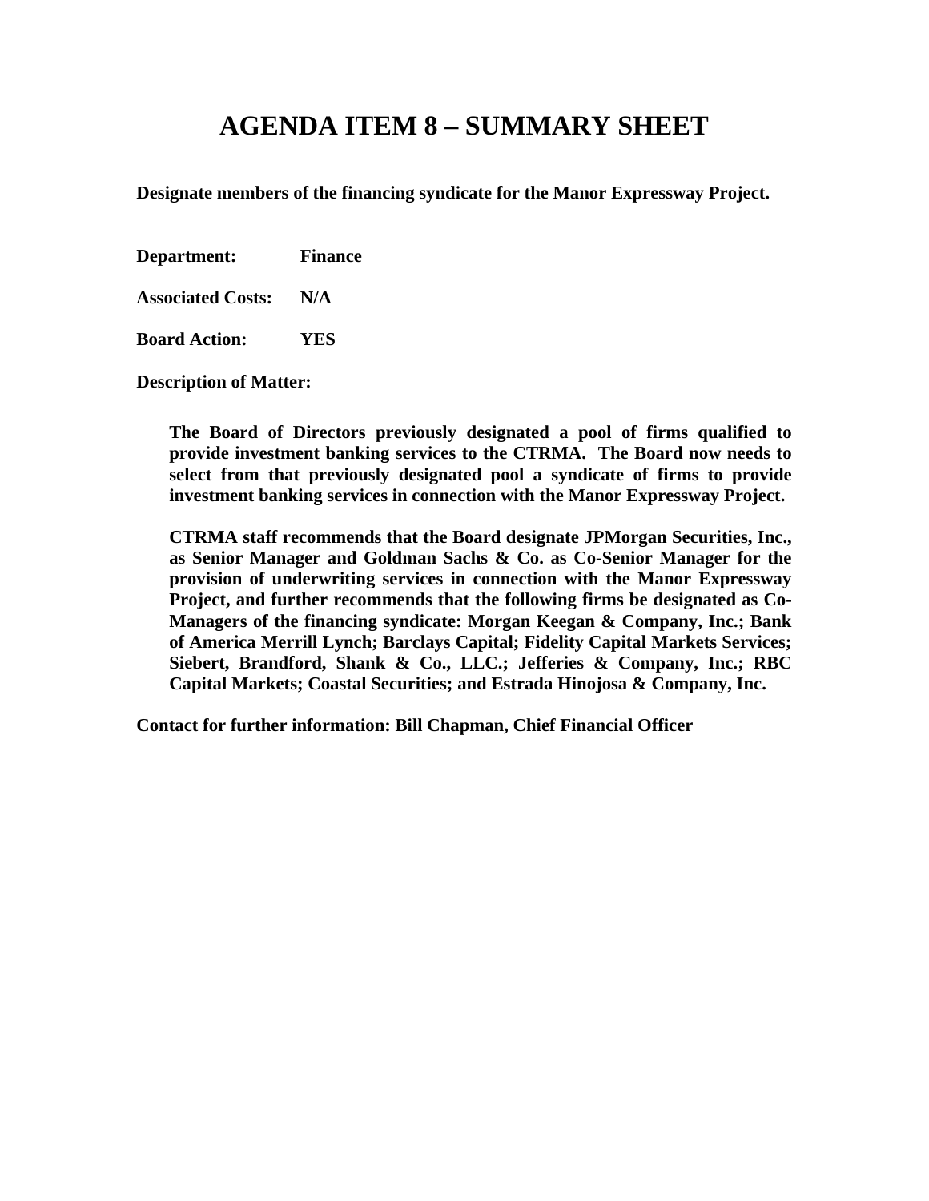# AGENDA ITEM 8 – SUMMARY SHEET

**Designate members of the financing syndicate for the Manor Expressway Project.**

**Department:** **Finance**

**Associated Costs:** **N/A**

**Board Action:** **YES**

**Description of Matter:**

> **The Board of Directors previously designated a pool of firms qualified to provide investment banking services to the CTRMA. The Board now needs to select from that previously designated pool a syndicate of firms to provide investment banking services in connection with the Manor Expressway Project.**
>
> **CTRMA staff recommends that the Board designate JPMorgan Securities, Inc., as Senior Manager and Goldman Sachs & Co. as Co-Senior Manager for the provision of underwriting services in connection with the Manor Expressway Project, and further recommends that the following firms be designated as Co-Managers of the financing syndicate: Morgan Keegan & Company, Inc.; Bank of America Merrill Lynch; Barclays Capital; Fidelity Capital Markets Services; Siebert, Brandford, Shank & Co., LLC.; Jefferies & Company, Inc.; RBC Capital Markets; Coastal Securities; and Estrada Hinojosa & Company, Inc.**

**Contact for further information: Bill Chapman, Chief Financial Officer**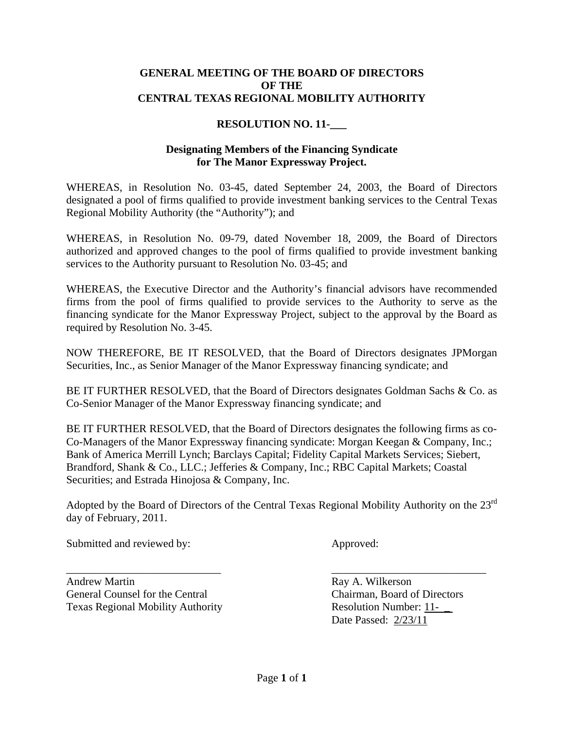**GENERAL MEETING OF THE BOARD OF DIRECTORS**
**OF THE**
**CENTRAL TEXAS REGIONAL MOBILITY AUTHORITY**

**RESOLUTION NO. 11-___**

**Designating Members of the Financing Syndicate for The Manor Expressway Project.**

WHEREAS, in Resolution No. 03-45, dated September 24, 2003, the Board of Directors designated a pool of firms qualified to provide investment banking services to the Central Texas Regional Mobility Authority (the "Authority"); and

WHEREAS, in Resolution No. 09-79, dated November 18, 2009, the Board of Directors authorized and approved changes to the pool of firms qualified to provide investment banking services to the Authority pursuant to Resolution No. 03-45; and

WHEREAS, the Executive Director and the Authority's financial advisors have recommended firms from the pool of firms qualified to provide services to the Authority to serve as the financing syndicate for the Manor Expressway Project, subject to the approval by the Board as required by Resolution No. 3-45.

NOW THEREFORE, BE IT RESOLVED, that the Board of Directors designates JPMorgan Securities, Inc., as Senior Manager of the Manor Expressway financing syndicate; and

BE IT FURTHER RESOLVED, that the Board of Directors designates Goldman Sachs & Co. as Co-Senior Manager of the Manor Expressway financing syndicate; and

BE IT FURTHER RESOLVED, that the Board of Directors designates the following firms as co-Co-Managers of the Manor Expressway financing syndicate: Morgan Keegan & Company, Inc.; Bank of America Merrill Lynch; Barclays Capital; Fidelity Capital Markets Services; Siebert, Brandford, Shank & Co., LLC.; Jefferies & Company, Inc.; RBC Capital Markets; Coastal Securities; and Estrada Hinojosa & Company, Inc.

Adopted by the Board of Directors of the Central Texas Regional Mobility Authority on the 23rd day of February, 2011.

Submitted and reviewed by:

____________________________

Andrew Martin
General Counsel for the Central Texas Regional Mobility Authority

Approved:

____________________________

Ray A. Wilkerson
Chairman, Board of Directors
Resolution Number: 11-__
Date Passed: 2/23/11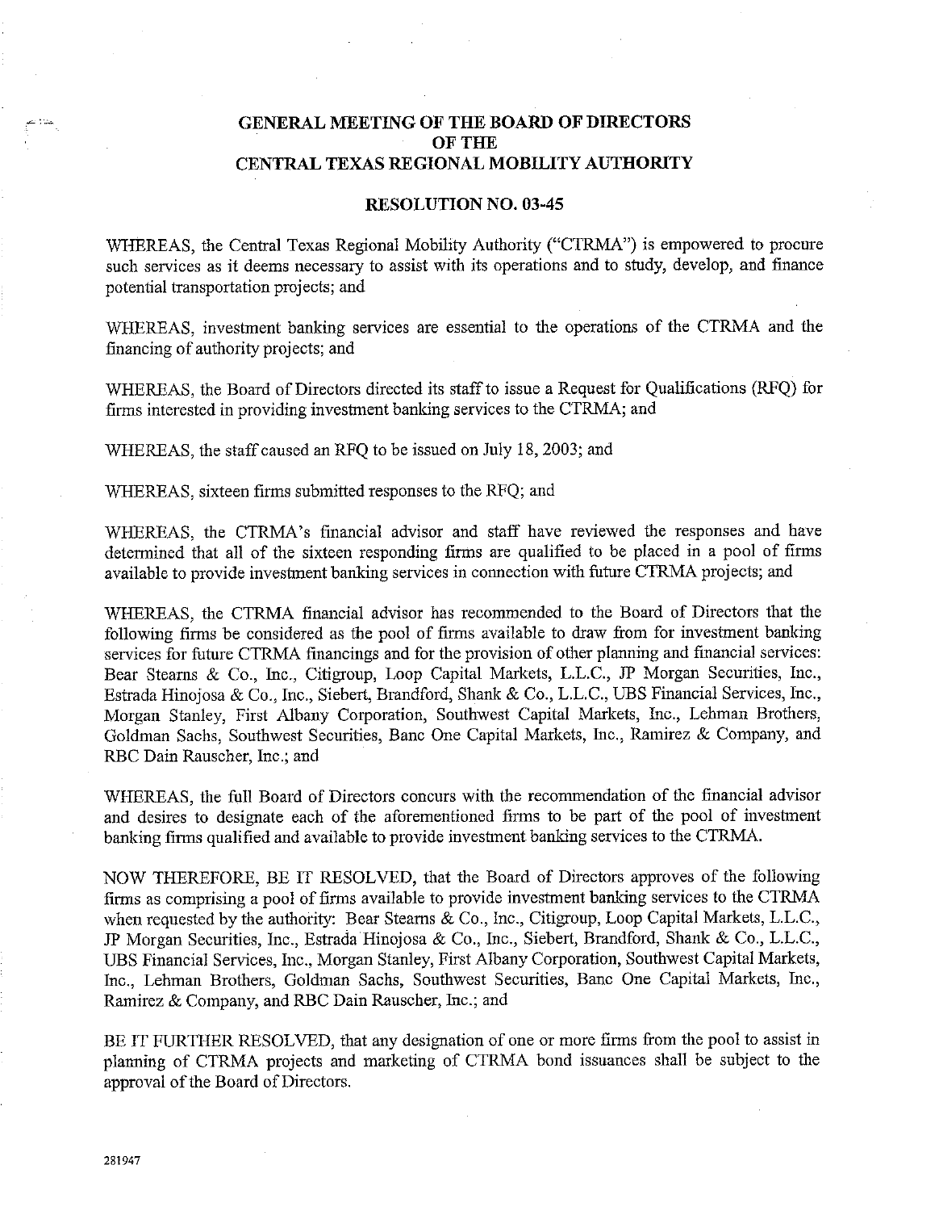# GENERAL MEETING OF THE BOARD OF DIRECTORS OF THE CENTRAL TEXAS REGIONAL MOBILITY AUTHORITY

## RESOLUTION NO. 03-45

WHEREAS, the Central Texas Regional Mobility Authority ("CTRMA") is empowered to procure such services as it deems necessary to assist with its operations and to study, develop, and finance potential transportation projects; and

WHEREAS, investment banking services are essential to the operations of the CTRMA and the financing of authority projects; and

WHEREAS, the Board of Directors directed its staff to issue a Request for Qualifications (RFQ) for firms interested in providing investment banking services to the CTRMA; and

WHEREAS, the staff caused an RFQ to be issued on July 18, 2003; and

WHEREAS, sixteen firms submitted responses to the RFQ; and

WHEREAS, the CTRMA's financial advisor and staff have reviewed the responses and have determined that all of the sixteen responding firms are qualified to be placed in a pool of firms available to provide investment banking services in connection with future CTRMA projects; and

WHEREAS, the CTRMA financial advisor has recommended to the Board of Directors that the following firms be considered as the pool of firms available to draw from for investment banking services for future CTRMA financings and for the provision of other planning and financial services: Bear Stearns & Co., Inc., Citigroup, Loop Capital Markets, L.L.C., JP Morgan Securities, Inc., Estrada Hinojosa & Co., Inc., Siebert, Brandford, Shank & Co., L.L.C., UBS Financial Services, Inc., Morgan Stanley, First Albany Corporation, Southwest Capital Markets, Inc., Lehman Brothers, Goldman Sachs, Southwest Securities, Banc One Capital Markets, Inc., Ramirez & Company, and RBC Dain Rauscher, Inc.; and

WHEREAS, the full Board of Directors concurs with the recommendation of the financial advisor and desires to designate each of the aforementioned firms to be part of the pool of investment banking firms qualified and available to provide investment banking services to the CTRMA.

NOW THEREFORE, BE IT RESOLVED, that the Board of Directors approves of the following firms as comprising a pool of firms available to provide investment banking services to the CTRMA when requested by the authority: Bear Stearns & Co., Inc., Citigroup, Loop Capital Markets, L.L.C., JP Morgan Securities, Inc., Estrada Hinojosa & Co., Inc., Siebert, Brandford, Shank & Co., L.L.C., UBS Financial Services, Inc., Morgan Stanley, First Albany Corporation, Southwest Capital Markets, Inc., Lehman Brothers, Goldman Sachs, Southwest Securities, Banc One Capital Markets, Inc., Ramirez & Company, and RBC Dain Rauscher, Inc.; and

BE IT FURTHER RESOLVED, that any designation of one or more firms from the pool to assist in planning of CTRMA projects and marketing of CTRMA bond issuances shall be subject to the approval of the Board of Directors.

281947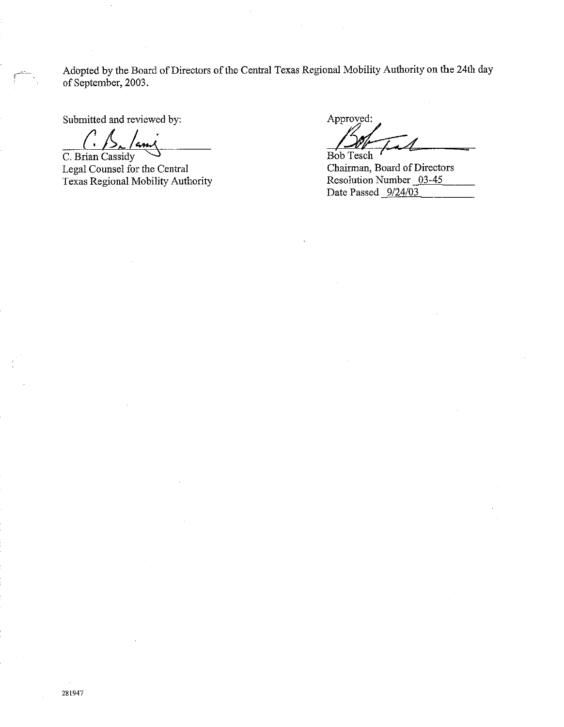Adopted by the Board of Directors of the Central Texas Regional Mobility Authority on the 24th day of September, 2003.

Submitted and reviewed by:

C. Brian Cassidy
Legal Counsel for the Central
Texas Regional Mobility Authority

Approved:

Bob Tesch
Chairman, Board of Directors
Resolution Number 03-45
Date Passed 9/24/03

281947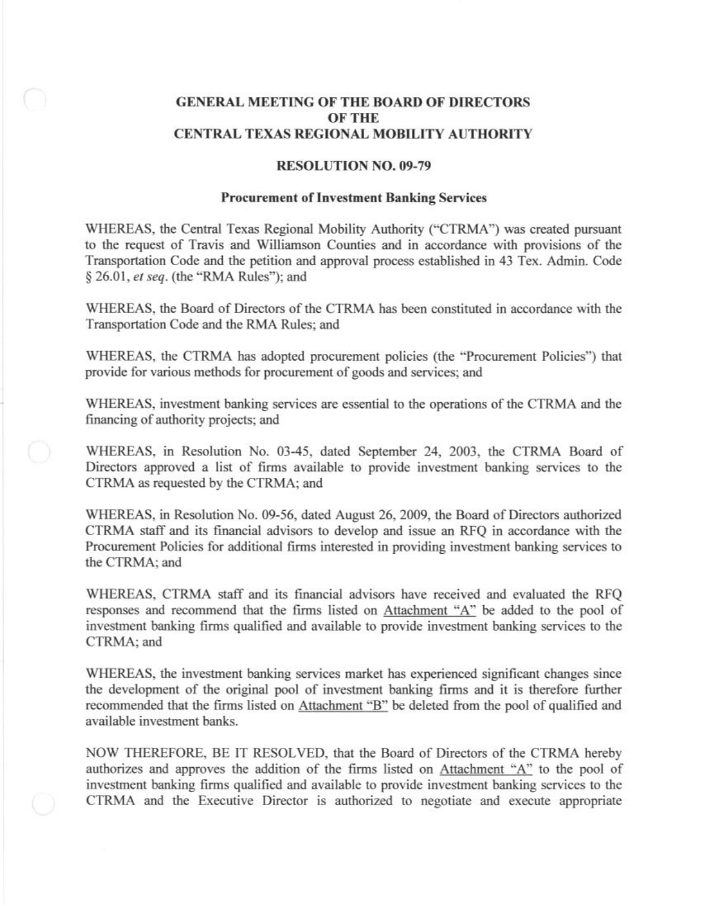# GENERAL MEETING OF THE BOARD OF DIRECTORS OF THE CENTRAL TEXAS REGIONAL MOBILITY AUTHORITY

## RESOLUTION NO. 09-79

### Procurement of Investment Banking Services

WHEREAS, the Central Texas Regional Mobility Authority ("CTRMA") was created pursuant to the request of Travis and Williamson Counties and in accordance with provisions of the Transportation Code and the petition and approval process established in 43 Tex. Admin. Code § 26.01, *et seq*. (the "RMA Rules"); and

WHEREAS, the Board of Directors of the CTRMA has been constituted in accordance with the Transportation Code and the RMA Rules; and

WHEREAS, the CTRMA has adopted procurement policies (the "Procurement Policies") that provide for various methods for procurement of goods and services; and

WHEREAS, investment banking services are essential to the operations of the CTRMA and the financing of authority projects; and

WHEREAS, in Resolution No. 03-45, dated September 24, 2003, the CTRMA Board of Directors approved a list of firms available to provide investment banking services to the CTRMA as requested by the CTRMA; and

WHEREAS, in Resolution No. 09-56, dated August 26, 2009, the Board of Directors authorized CTRMA staff and its financial advisors to develop and issue an RFQ in accordance with the Procurement Policies for additional firms interested in providing investment banking services to the CTRMA; and

WHEREAS, CTRMA staff and its financial advisors have received and evaluated the RFQ responses and recommend that the firms listed on Attachment "A" be added to the pool of investment banking firms qualified and available to provide investment banking services to the CTRMA; and

WHEREAS, the investment banking services market has experienced significant changes since the development of the original pool of investment banking firms and it is therefore further recommended that the firms listed on Attachment "B" be deleted from the pool of qualified and available investment banks.

NOW THEREFORE, BE IT RESOLVED, that the Board of Directors of the CTRMA hereby authorizes and approves the addition of the firms listed on Attachment "A" to the pool of investment banking firms qualified and available to provide investment banking services to the CTRMA and the Executive Director is authorized to negotiate and execute appropriate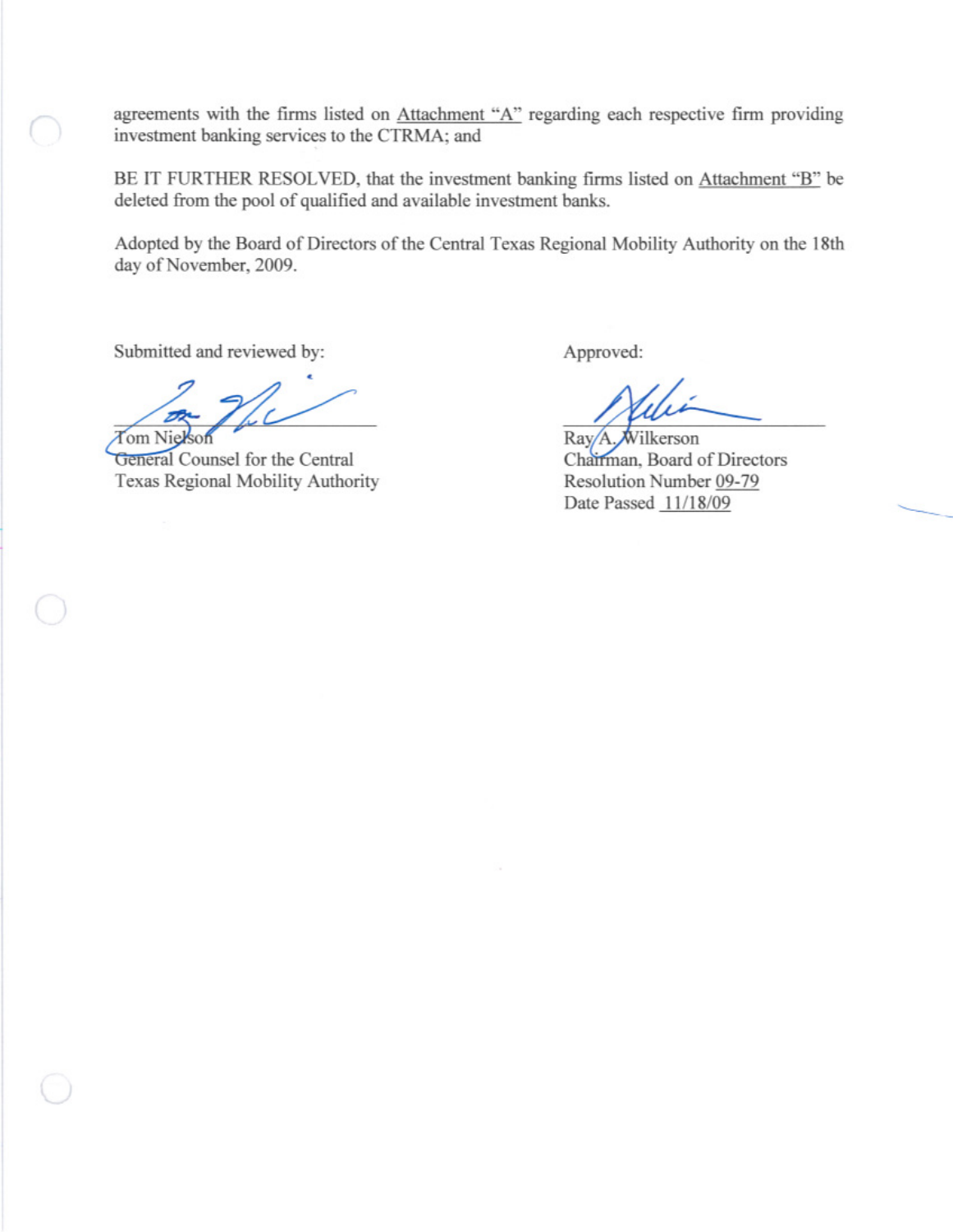agreements with the firms listed on Attachment "A" regarding each respective firm providing investment banking services to the CTRMA; and

BE IT FURTHER RESOLVED, that the investment banking firms listed on Attachment "B" be deleted from the pool of qualified and available investment banks.

Adopted by the Board of Directors of the Central Texas Regional Mobility Authority on the 18th day of November, 2009.

Submitted and reviewed by:

Tom Nielson
General Counsel for the Central Texas Regional Mobility Authority

Approved:

Ray A. Wilkerson
Chairman, Board of Directors
Resolution Number 09-79
Date Passed 11/18/09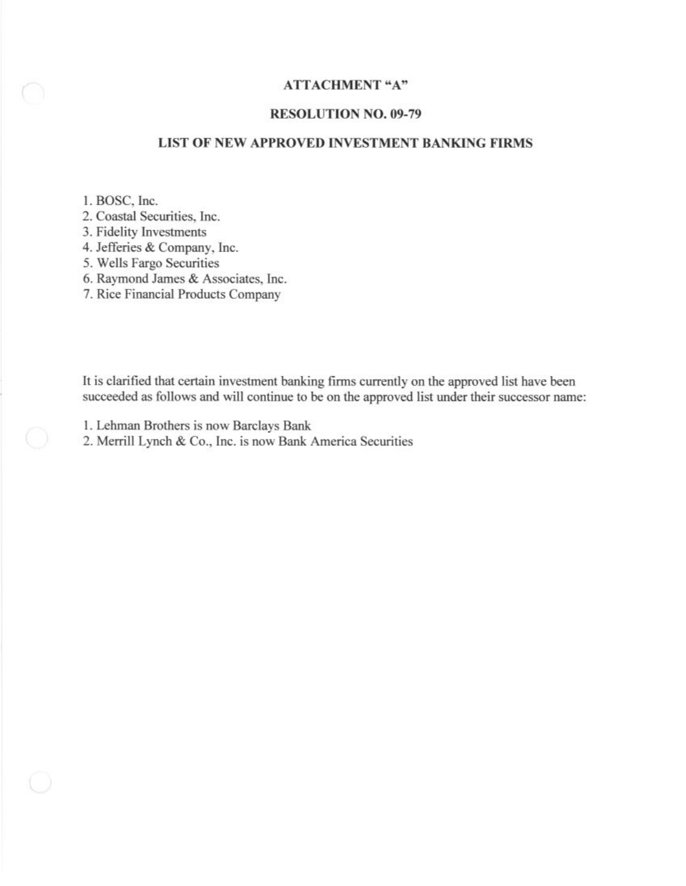# ATTACHMENT "A"

## RESOLUTION NO. 09-79

## LIST OF NEW APPROVED INVESTMENT BANKING FIRMS

1. BOSC, Inc.
2. Coastal Securities, Inc.
3. Fidelity Investments
4. Jefferies & Company, Inc.
5. Wells Fargo Securities
6. Raymond James & Associates, Inc.
7. Rice Financial Products Company

It is clarified that certain investment banking firms currently on the approved list have been succeeded as follows and will continue to be on the approved list under their successor name:

1. Lehman Brothers is now Barclays Bank
2. Merrill Lynch & Co., Inc. is now Bank America Securities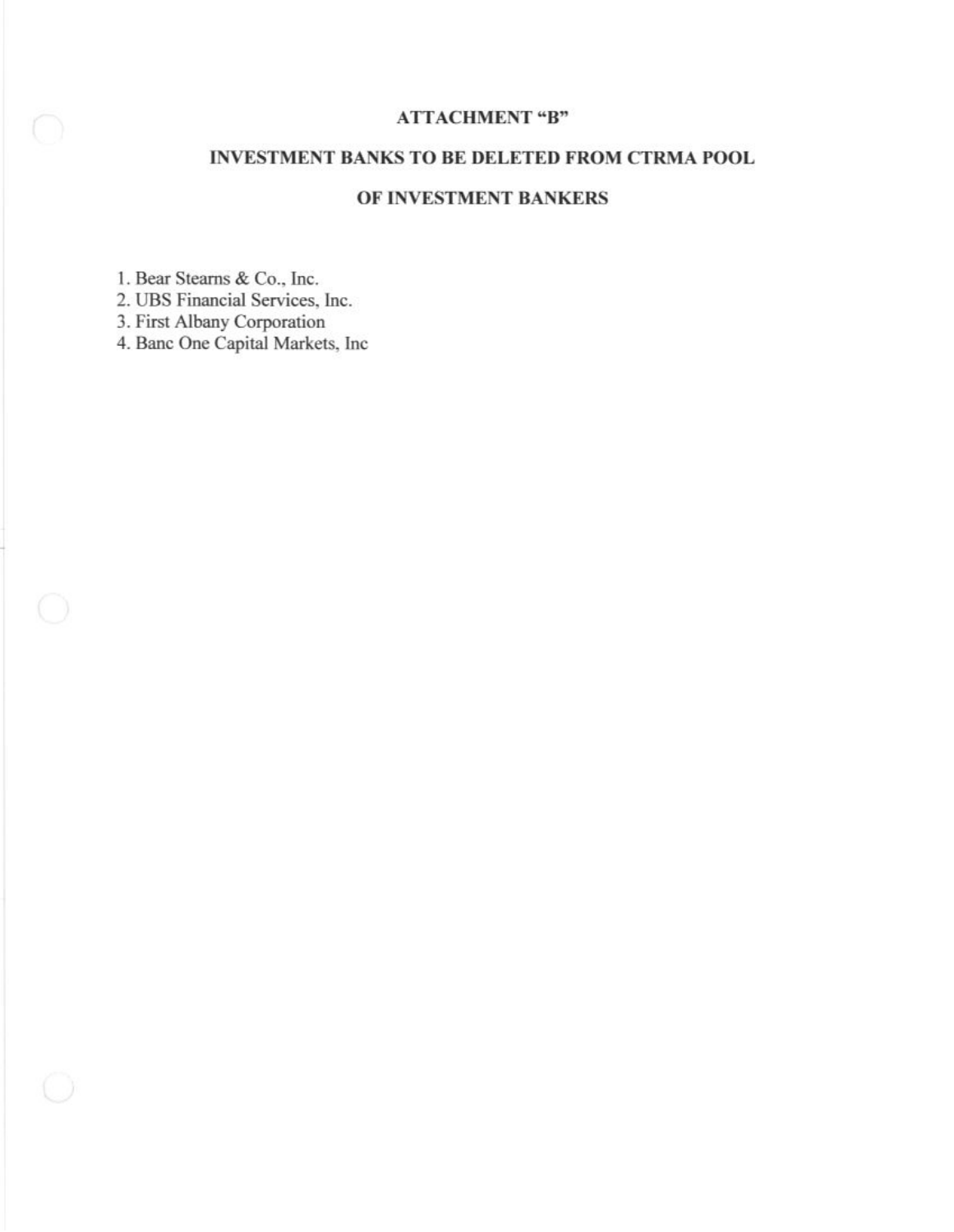# ATTACHMENT "B"

## INVESTMENT BANKS TO BE DELETED FROM CTRMA POOL

## OF INVESTMENT BANKERS

1. Bear Stearns & Co., Inc.
2. UBS Financial Services, Inc.
3. First Albany Corporation
4. Banc One Capital Markets, Inc